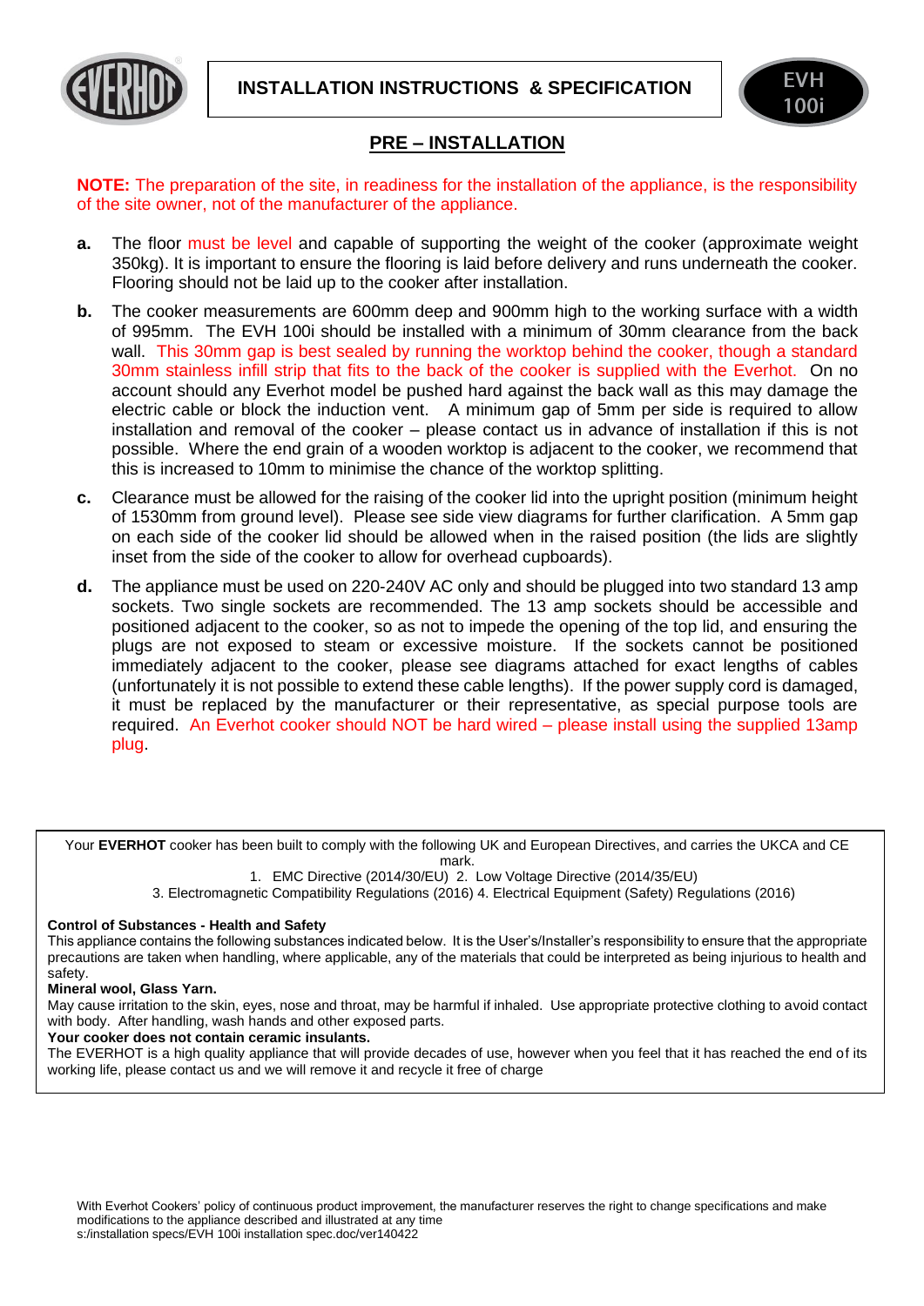# INSTALLATION INSTRUCTIONS & SPECIFICATION

EVH 100i

## PRE – INSTALLATION

**NOTE:** The preparation of the site, in readiness for the installation of the appliance, is the responsibility of the site owner, not of the manufacturer of the appliance.

**a.** The floor must be level and capable of supporting the weight of the cooker (approximate weight 350kg). It is important to ensure the flooring is laid before delivery and runs underneath the cooker. Flooring should not be laid up to the cooker after installation.

**b.** The cooker measurements are 600mm deep and 900mm high to the working surface with a width of 995mm. The EVH 100i should be installed with a minimum of 30mm clearance from the back wall. This 30mm gap is best sealed by running the worktop behind the cooker, though a standard 30mm stainless infill strip that fits to the back of the cooker is supplied with the Everhot. On no account should any Everhot model be pushed hard against the back wall as this may damage the electric cable or block the induction vent. A minimum gap of 5mm per side is required to allow installation and removal of the cooker – please contact us in advance of installation if this is not possible. Where the end grain of a wooden worktop is adjacent to the cooker, we recommend that this is increased to 10mm to minimise the chance of the worktop splitting.

**c.** Clearance must be allowed for the raising of the cooker lid into the upright position (minimum height of 1530mm from ground level). Please see side view diagrams for further clarification. A 5mm gap on each side of the cooker lid should be allowed when in the raised position (the lids are slightly inset from the side of the cooker to allow for overhead cupboards).

**d.** The appliance must be used on 220-240V AC only and should be plugged into two standard 13 amp sockets. Two single sockets are recommended. The 13 amp sockets should be accessible and positioned adjacent to the cooker, so as not to impede the opening of the top lid, and ensuring the plugs are not exposed to steam or excessive moisture. If the sockets cannot be positioned immediately adjacent to the cooker, please see diagrams attached for exact lengths of cables (unfortunately it is not possible to extend these cable lengths). If the power supply cord is damaged, it must be replaced by the manufacturer or their representative, as special purpose tools are required. An Everhot cooker should NOT be hard wired – please install using the supplied 13amp plug.

---

Your **EVERHOT** cooker has been built to comply with the following UK and European Directives, and carries the UKCA and CE mark.

1. EMC Directive (2014/30/EU) 2. Low Voltage Directive (2014/35/EU)
3. Electromagnetic Compatibility Regulations (2016) 4. Electrical Equipment (Safety) Regulations (2016)

**Control of Substances - Health and Safety**
This appliance contains the following substances indicated below. It is the User's/Installer's responsibility to ensure that the appropriate precautions are taken when handling, where applicable, any of the materials that could be interpreted as being injurious to health and safety.

**Mineral wool, Glass Yarn.**
May cause irritation to the skin, eyes, nose and throat, may be harmful if inhaled. Use appropriate protective clothing to avoid contact with body. After handling, wash hands and other exposed parts.

**Your cooker does not contain ceramic insulants.**
The EVERHOT is a high quality appliance that will provide decades of use, however when you feel that it has reached the end of its working life, please contact us and we will remove it and recycle it free of charge

---

With Everhot Cookers' policy of continuous product improvement, the manufacturer reserves the right to change specifications and make modifications to the appliance described and illustrated at any time
s:/installation specs/EVH 100i installation spec.doc/ver140422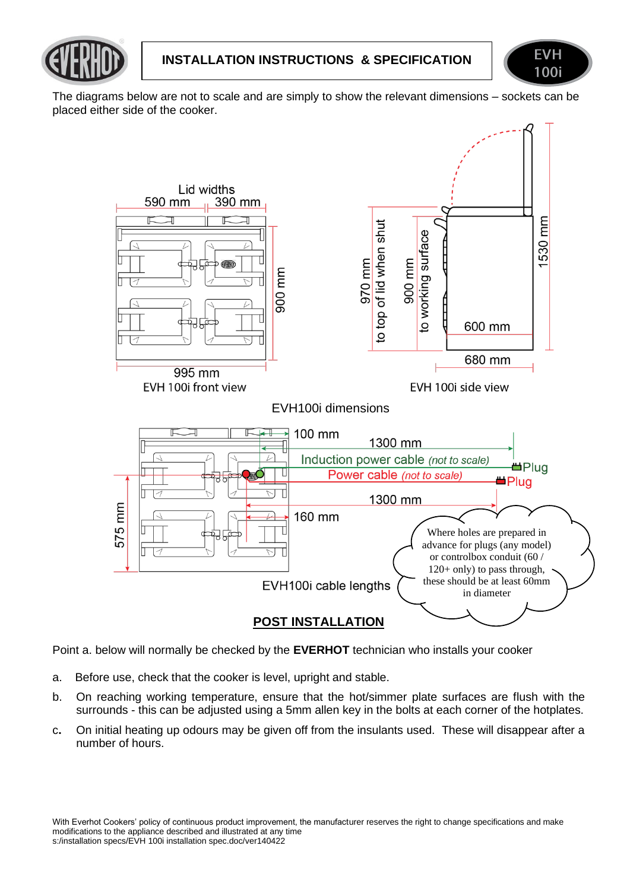**INSTALLATION INSTRUCTIONS & SPECIFICATION**

EVH 100i

The diagrams below are not to scale and are simply to show the relevant dimensions – sockets can be placed either side of the cooker.

Lid widths
590 mm
390 mm
900 mm
995 mm
EVH 100i front view

970 mm
to top of lid when shut
900 mm
to working surface
1530 mm
600 mm
680 mm
EVH 100i side view

EVH100i dimensions

100 mm
1300 mm
Induction power cable *(not to scale)*
Plug
Power cable *(not to scale)*
Plug
1300 mm
160 mm
575 mm

Where holes are prepared in advance for plugs (any model) or controlbox conduit (60 / 120+ only) to pass through, these should be at least 60mm in diameter

EVH100i cable lengths

## POST INSTALLATION

Point a. below will normally be checked by the **EVERHOT** technician who installs your cooker

a. Before use, check that the cooker is level, upright and stable.

b. On reaching working temperature, ensure that the hot/simmer plate surfaces are flush with the surrounds - this can be adjusted using a 5mm allen key in the bolts at each corner of the hotplates.

c. On initial heating up odours may be given off from the insulants used. These will disappear after a number of hours.

With Everhot Cookers' policy of continuous product improvement, the manufacturer reserves the right to change specifications and make modifications to the appliance described and illustrated at any time
s:/installation specs/EVH 100i installation spec.doc/ver140422